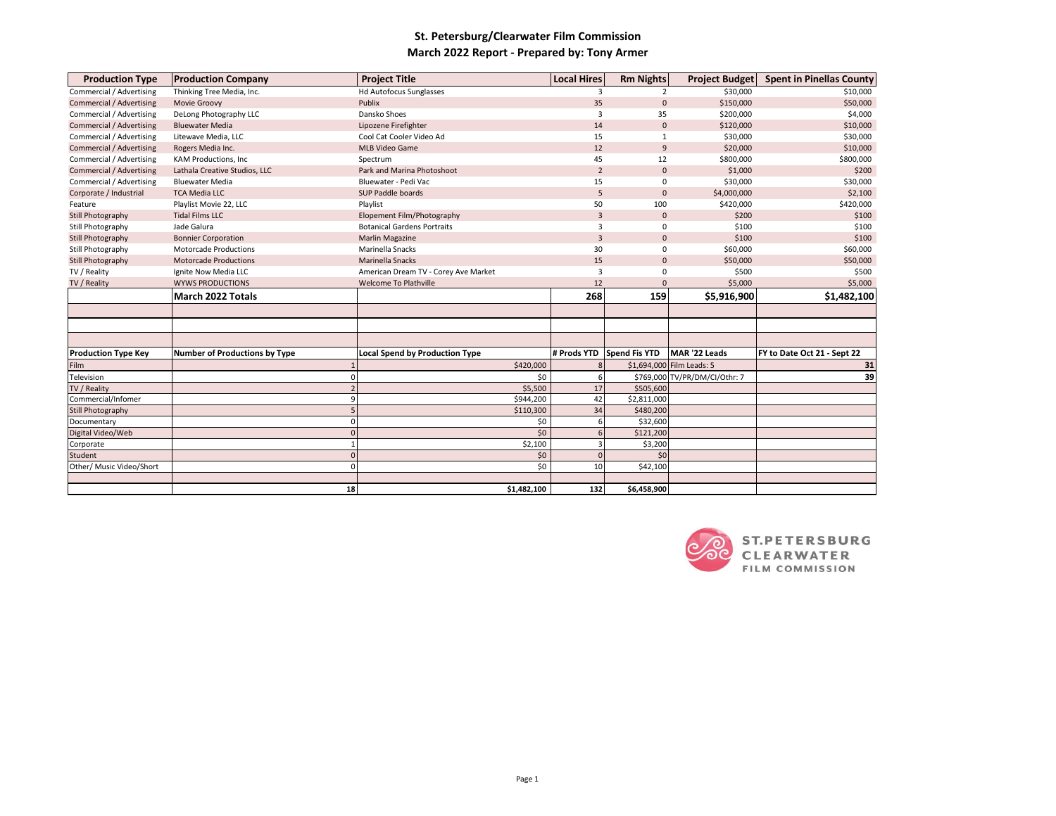# St. Petersburg/Clearwater Film Commission

## March 2022 Report - Prepared by: Tony Armer

| Production Type | Production Company | Project Title | Local Hires | Rm Nights | Project Budget | Spent in Pinellas County |
|---|---|---|---|---|---|---|
| Commercial / Advertising | Thinking Tree Media, Inc. | Hd Autofocus Sunglasses | 3 | 2 | $30,000 | $10,000 |
| Commercial / Advertising | Movie Groovy | Publix | 35 | 0 | $150,000 | $50,000 |
| Commercial / Advertising | DeLong Photography LLC | Dansko Shoes | 3 | 35 | $200,000 | $4,000 |
| Commercial / Advertising | Bluewater Media | Lipozene Firefighter | 14 | 0 | $120,000 | $10,000 |
| Commercial / Advertising | Litewave Media, LLC | Cool Cat Cooler Video Ad | 15 | 1 | $30,000 | $30,000 |
| Commercial / Advertising | Rogers Media Inc. | MLB Video Game | 12 | 9 | $20,000 | $10,000 |
| Commercial / Advertising | KAM Productions, Inc | Spectrum | 45 | 12 | $800,000 | $800,000 |
| Commercial / Advertising | Lathala Creative Studios, LLC | Park and Marina Photoshoot | 2 | 0 | $1,000 | $200 |
| Commercial / Advertising | Bluewater Media | Bluewater - Pedi Vac | 15 | 0 | $30,000 | $30,000 |
| Corporate / Industrial | TCA Media LLC | SUP Paddle boards | 5 | 0 | $4,000,000 | $2,100 |
| Feature | Playlist Movie 22, LLC | Playlist | 50 | 100 | $420,000 | $420,000 |
| Still Photography | Tidal Films LLC | Elopement Film/Photography | 3 | 0 | $200 | $100 |
| Still Photography | Jade Galura | Botanical Gardens Portraits | 3 | 0 | $100 | $100 |
| Still Photography | Bonnier Corporation | Marlin Magazine | 3 | 0 | $100 | $100 |
| Still Photography | Motorcade Productions | Marinella Snacks | 30 | 0 | $60,000 | $60,000 |
| Still Photography | Motorcade Productions | Marinella Snacks | 15 | 0 | $50,000 | $50,000 |
| TV / Reality | Ignite Now Media LLC | American Dream TV - Corey Ave Market | 3 | 0 | $500 | $500 |
| TV / Reality | WYWS PRODUCTIONS | Welcome To Plathville | 12 | 0 | $5,000 | $5,000 |
| | **March 2022 Totals** | | **268** | **159** | **$5,916,900** | **$1,482,100** |

| Production Type Key | Number of Productions by Type | Local Spend by Production Type | # Prods YTD | Spend Fis YTD | MAR '22 Leads | FY to Date Oct 21 - Sept 22 |
|---|---|---|---|---|---|---|
| Film | 1 | $420,000 | 8 | $1,694,000 | Film Leads: 5 | 31 |
| Television | 0 | $0 | 6 | $769,000 | TV/PR/DM/CI/Othr: 7 | 39 |
| TV / Reality | 2 | $5,500 | 17 | $505,600 | | |
| Commercial/Infomer | 9 | $944,200 | 42 | $2,811,000 | | |
| Still Photography | 5 | $110,300 | 34 | $480,200 | | |
| Documentary | 0 | $0 | 6 | $32,600 | | |
| Digital Video/Web | 0 | $0 | 6 | $121,200 | | |
| Corporate | 1 | $2,100 | 3 | $3,200 | | |
| Student | 0 | $0 | 0 | $0 | | |
| Other/ Music Video/Short | 0 | $0 | 10 | $42,100 | | |
| | 18 | $1,482,100 | 132 | $6,458,900 | | |

ST.PETERSBURG CLEARWATER FILM COMMISSION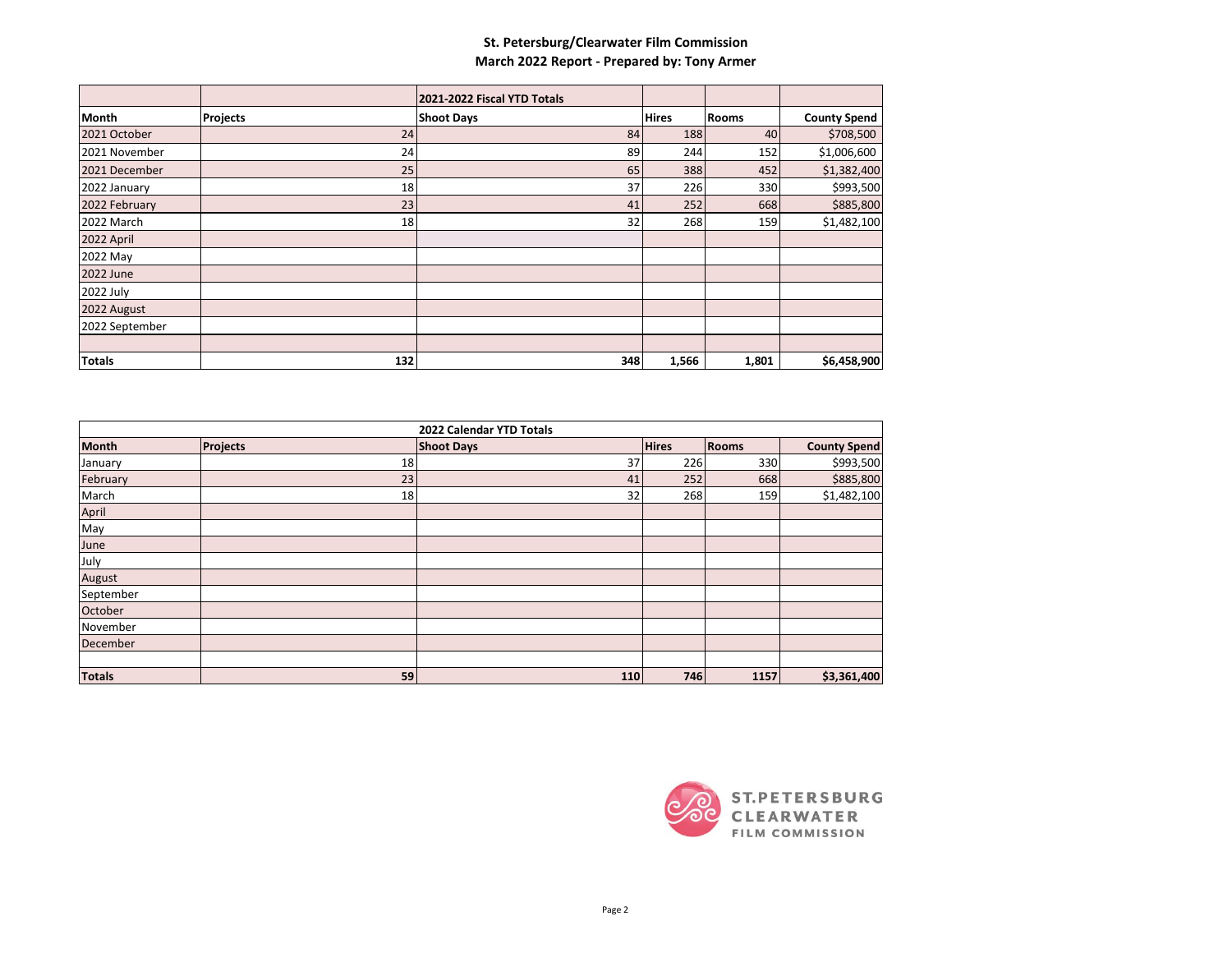**St. Petersburg/Clearwater Film Commission**

**March 2022 Report - Prepared by: Tony Armer**

| | | 2021-2022 Fiscal YTD Totals | | | |
|---|---|---|---|---|---|
| **Month** | **Projects** | **Shoot Days** | **Hires** | **Rooms** | **County Spend** |
| 2021 October | 24 | 84 | 188 | 40 | $708,500 |
| 2021 November | 24 | 89 | 244 | 152 | $1,006,600 |
| 2021 December | 25 | 65 | 388 | 452 | $1,382,400 |
| 2022 January | 18 | 37 | 226 | 330 | $993,500 |
| 2022 February | 23 | 41 | 252 | 668 | $885,800 |
| 2022 March | 18 | 32 | 268 | 159 | $1,482,100 |
| 2022 April | | | | | |
| 2022 May | | | | | |
| 2022 June | | | | | |
| 2022 July | | | | | |
| 2022 August | | | | | |
| 2022 September | | | | | |
| | | | | | |
| **Totals** | **132** | **348** | **1,566** | **1,801** | **$6,458,900** |

| | | 2022 Calendar YTD Totals | | | |
|---|---|---|---|---|---|
| **Month** | **Projects** | **Shoot Days** | **Hires** | **Rooms** | **County Spend** |
| January | 18 | 37 | 226 | 330 | $993,500 |
| February | 23 | 41 | 252 | 668 | $885,800 |
| March | 18 | 32 | 268 | 159 | $1,482,100 |
| April | | | | | |
| May | | | | | |
| June | | | | | |
| July | | | | | |
| August | | | | | |
| September | | | | | |
| October | | | | | |
| November | | | | | |
| December | | | | | |
| | | | | | |
| **Totals** | **59** | **110** | **746** | **1157** | **$3,361,400** |

ST.PETERSBURG CLEARWATER FILM COMMISSION